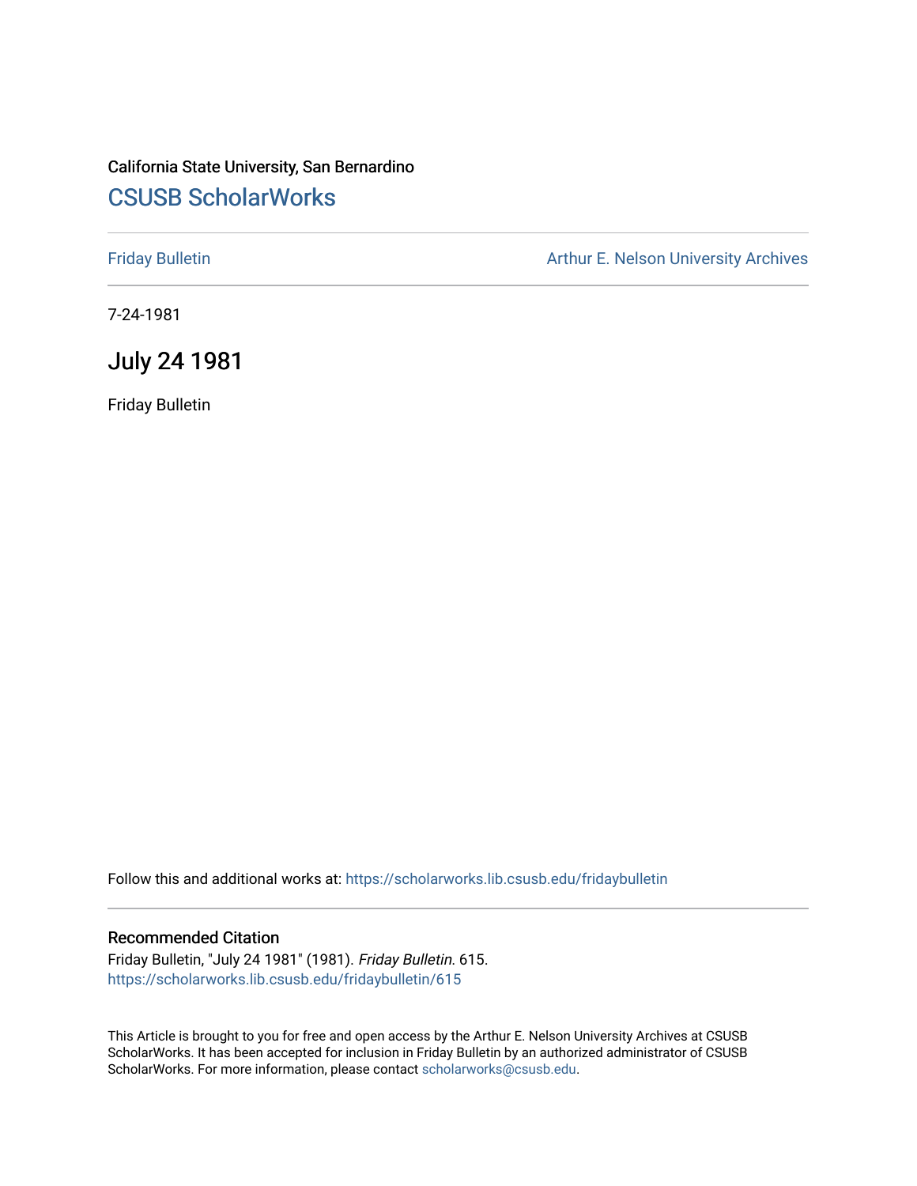California State University, San Bernardino

# CSUSB ScholarWorks

Friday Bulletin

Arthur E. Nelson University Archives

7-24-1981

## July 24 1981

Friday Bulletin

Follow this and additional works at: https://scholarworks.lib.csusb.edu/fridaybulletin

### Recommended Citation

Friday Bulletin, "July 24 1981" (1981). *Friday Bulletin*. 615.
https://scholarworks.lib.csusb.edu/fridaybulletin/615

This Article is brought to you for free and open access by the Arthur E. Nelson University Archives at CSUSB ScholarWorks. It has been accepted for inclusion in Friday Bulletin by an authorized administrator of CSUSB ScholarWorks. For more information, please contact scholarworks@csusb.edu.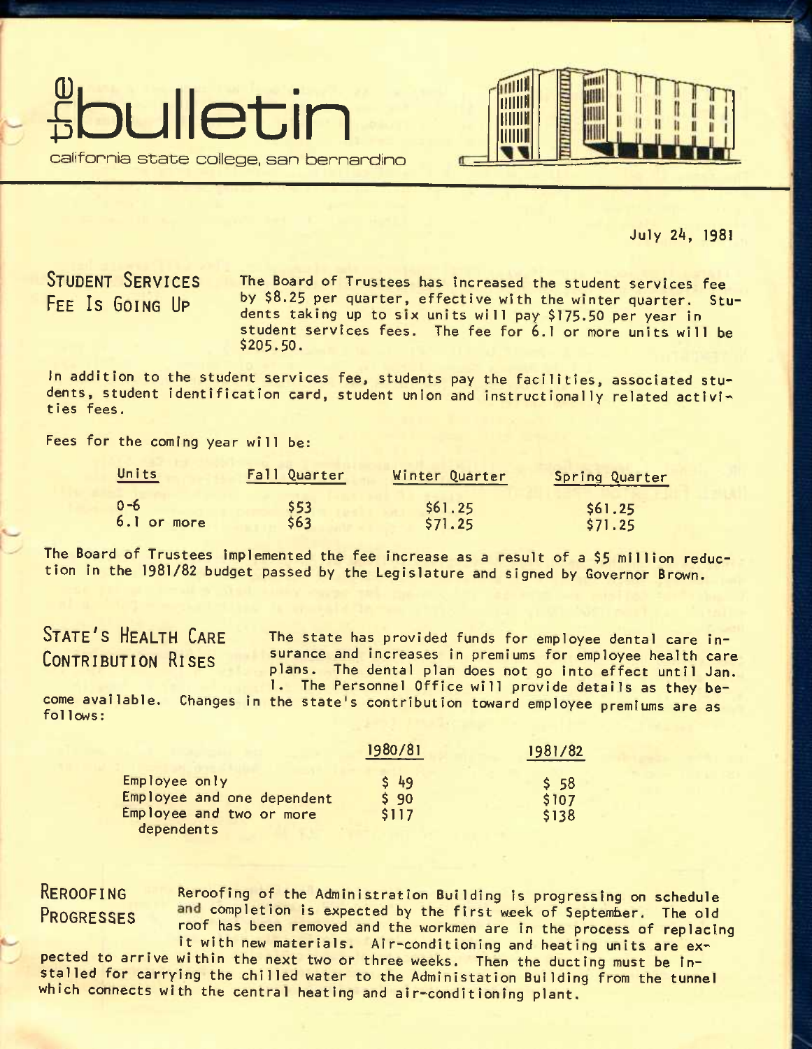# the bulletin

california state college, san bernardino

July 24, 1981

## STUDENT SERVICES FEE IS GOING UP

The Board of Trustees has increased the student services fee by $8.25 per quarter, effective with the winter quarter. Students taking up to six units will pay $175.50 per year in student services fees. The fee for 6.1 or more units will be $205.50.

In addition to the student services fee, students pay the facilities, associated students, student identification card, student union and instructionally related activities fees.

Fees for the coming year will be:

| Units | Fall Quarter | Winter Quarter | Spring Quarter |
|---|---|---|---|
| 0-6 | $53 | $61.25 | $61.25 |
| 6.1 or more | $63 | $71.25 | $71.25 |

The Board of Trustees implemented the fee increase as a result of a $5 million reduction in the 1981/82 budget passed by the Legislature and signed by Governor Brown.

## STATE'S HEALTH CARE CONTRIBUTION RISES

The state has provided funds for employee dental care insurance and increases in premiums for employee health care plans. The dental plan does not go into effect until Jan. 1. The Personnel Office will provide details as they become available. Changes in the state's contribution toward employee premiums are as follows:

| | 1980/81 | 1981/82 |
|---|---|---|
| Employee only | $ 49 | $ 58 |
| Employee and one dependent | $ 90 | $107 |
| Employee and two or more dependents | $117 | $138 |

## REROOFING PROGRESSES

Reroofing of the Administration Building is progressing on schedule and completion is expected by the first week of September. The old roof has been removed and the workmen are in the process of replacing it with new materials. Air-conditioning and heating units are expected to arrive within the next two or three weeks. Then the ducting must be installed for carrying the chilled water to the Administation Building from the tunnel which connects with the central heating and air-conditioning plant.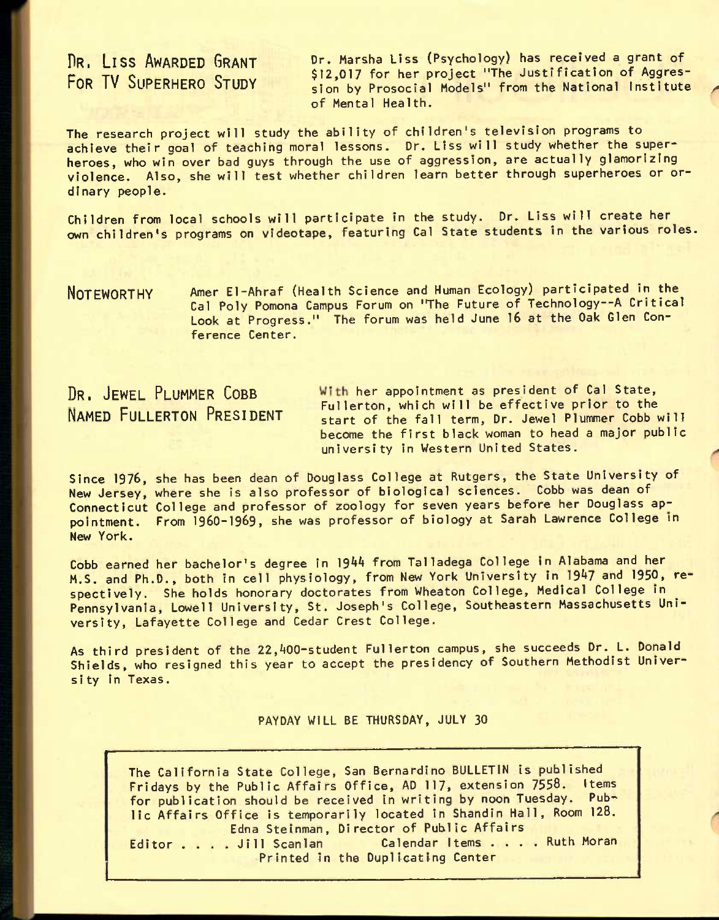## Dr. Liss Awarded Grant For TV Superhero Study

Dr. Marsha Liss (Psychology) has received a grant of $12,017 for her project "The Justification of Aggression by Prosocial Models" from the National Institute of Mental Health.

The research project will study the ability of children's television programs to achieve their goal of teaching moral lessons. Dr. Liss will study whether the superheroes, who win over bad guys through the use of aggression, are actually glamorizing violence. Also, she will test whether children learn better through superheroes or ordinary people.

Children from local schools will participate in the study. Dr. Liss will create her own children's programs on videotape, featuring Cal State students in the various roles.

## Noteworthy

Amer El-Ahraf (Health Science and Human Ecology) participated in the Cal Poly Pomona Campus Forum on "The Future of Technology--A Critical Look at Progress." The forum was held June 16 at the Oak Glen Conference Center.

## Dr. Jewel Plummer Cobb Named Fullerton President

With her appointment as president of Cal State, Fullerton, which will be effective prior to the start of the fall term, Dr. Jewel Plummer Cobb will become the first black woman to head a major public university in Western United States.

Since 1976, she has been dean of Douglass College at Rutgers, the State University of New Jersey, where she is also professor of biological sciences. Cobb was dean of Connecticut College and professor of zoology for seven years before her Douglass appointment. From 1960-1969, she was professor of biology at Sarah Lawrence College in New York.

Cobb earned her bachelor's degree in 1944 from Talladega College in Alabama and her M.S. and Ph.D., both in cell physiology, from New York University in 1947 and 1950, respectively. She holds honorary doctorates from Wheaton College, Medical College in Pennsylvania, Lowell University, St. Joseph's College, Southeastern Massachusetts University, Lafayette College and Cedar Crest College.

As third president of the 22,400-student Fullerton campus, she succeeds Dr. L. Donald Shields, who resigned this year to accept the presidency of Southern Methodist University in Texas.

PAYDAY WILL BE THURSDAY, JULY 30

The California State College, San Bernardino BULLETIN is published Fridays by the Public Affairs Office, AD 117, extension 7558. Items for publication should be received in writing by noon Tuesday. Public Affairs Office is temporarily located in Shandin Hall, Room 128.

Edna Steinman, Director of Public Affairs

Editor . . . . Jill Scanlan    Calendar Items . . . . Ruth Moran

Printed in the Duplicating Center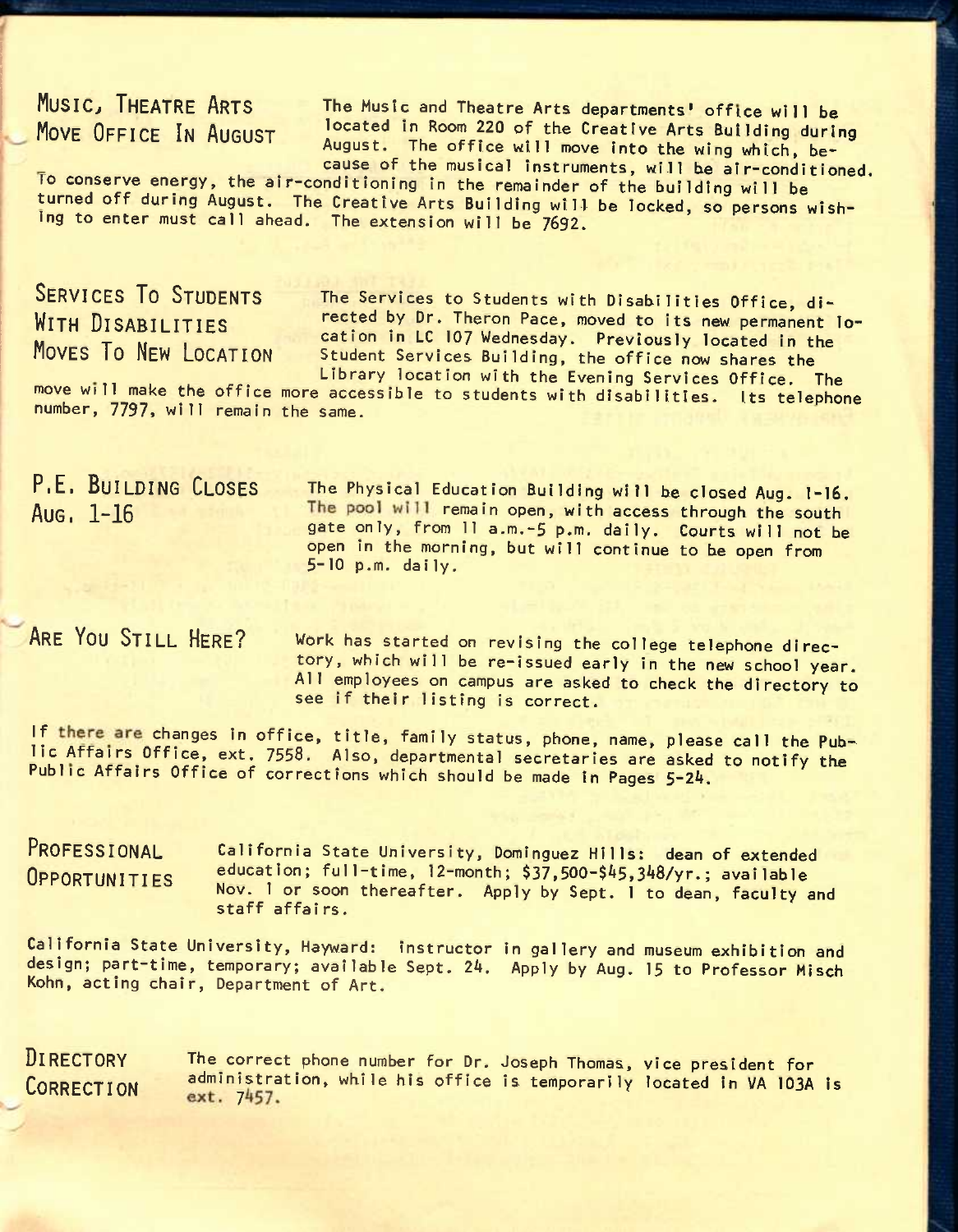## Music, Theatre Arts Move Office In August

The Music and Theatre Arts departments' office will be located in Room 220 of the Creative Arts Building during August. The office will move into the wing which, because of the musical instruments, will be air-conditioned. To conserve energy, the air-conditioning in the remainder of the building will be turned off during August. The Creative Arts Building will be locked, so persons wishing to enter must call ahead. The extension will be 7692.

## Services To Students With Disabilities Moves To New Location

The Services to Students with Disabilities Office, directed by Dr. Theron Pace, moved to its new permanent location in LC 107 Wednesday. Previously located in the Student Services Building, the office now shares the Library location with the Evening Services Office. The move will make the office more accessible to students with disabilities. Its telephone number, 7797, will remain the same.

## P.E. Building Closes Aug. 1-16

The Physical Education Building will be closed Aug. 1-16. The pool will remain open, with access through the south gate only, from 11 a.m.-5 p.m. daily. Courts will not be open in the morning, but will continue to be open from 5-10 p.m. daily.

## Are You Still Here?

Work has started on revising the college telephone directory, which will be re-issued early in the new school year. All employees on campus are asked to check the directory to see if their listing is correct.

If there are changes in office, title, family status, phone, name, please call the Public Affairs Office, ext. 7558. Also, departmental secretaries are asked to notify the Public Affairs Office of corrections which should be made in Pages 5-24.

## Professional Opportunities

California State University, Dominguez Hills: dean of extended education; full-time, 12-month; $37,500-$45,348/yr.; available Nov. 1 or soon thereafter. Apply by Sept. 1 to dean, faculty and staff affairs.

California State University, Hayward: instructor in gallery and museum exhibition and design; part-time, temporary; available Sept. 24. Apply by Aug. 15 to Professor Misch Kohn, acting chair, Department of Art.

## Directory Correction

The correct phone number for Dr. Joseph Thomas, vice president for administration, while his office is temporarily located in VA 103A is ext. 7457.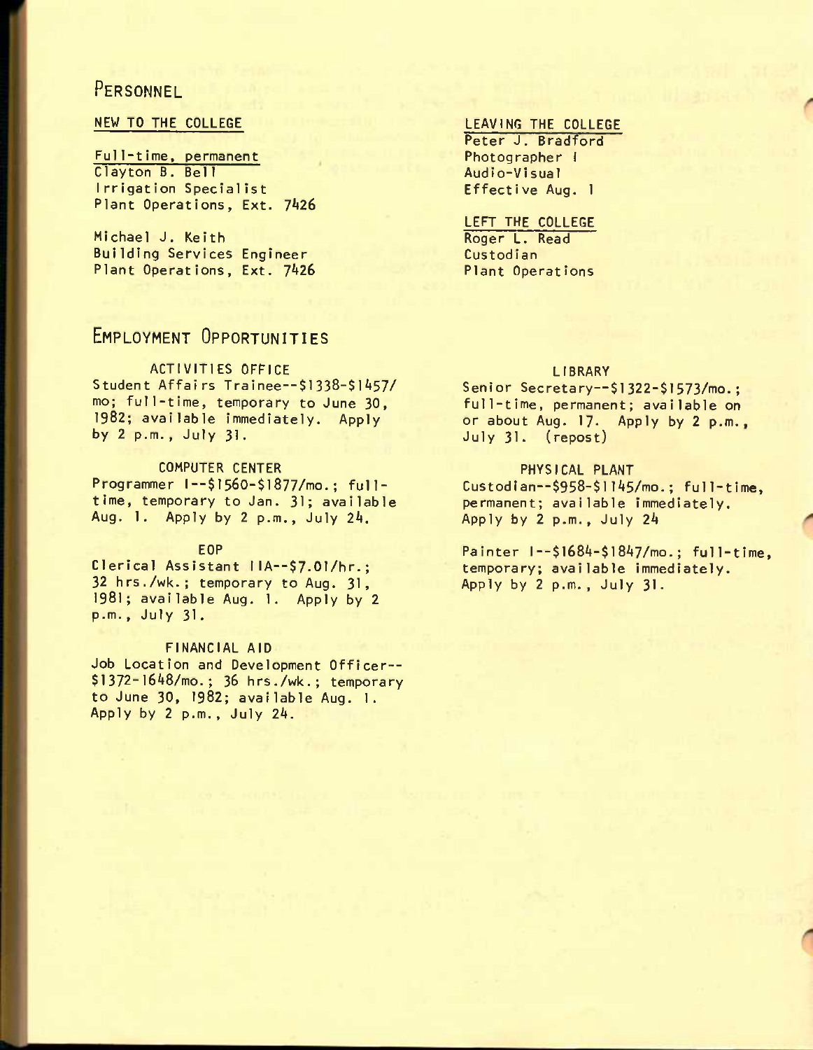## PERSONNEL

### NEW TO THE COLLEGE

Full-time, permanent

Clayton B. Bell
Irrigation Specialist
Plant Operations, Ext. 7426

Michael J. Keith
Building Services Engineer
Plant Operations, Ext. 7426

### LEAVING THE COLLEGE

Peter J. Bradford
Photographer I
Audio-Visual
Effective Aug. 1

### LEFT THE COLLEGE

Roger L. Read
Custodian
Plant Operations

## EMPLOYMENT OPPORTUNITIES

### ACTIVITIES OFFICE

Student Affairs Trainee--$1338-$1457/mo; full-time, temporary to June 30, 1982; available immediately. Apply by 2 p.m., July 31.

### COMPUTER CENTER

Programmer I--$1560-$1877/mo.; full-time, temporary to Jan. 31; available Aug. 1. Apply by 2 p.m., July 24.

### EOP

Clerical Assistant IIA--$7.01/hr.; 32 hrs./wk.; temporary to Aug. 31, 1981; available Aug. 1. Apply by 2 p.m., July 31.

### FINANCIAL AID

Job Location and Development Officer--$1372-1648/mo.; 36 hrs./wk.; temporary to June 30, 1982; available Aug. 1. Apply by 2 p.m., July 24.

### LIBRARY

Senior Secretary--$1322-$1573/mo.; full-time, permanent; available on or about Aug. 17. Apply by 2 p.m., July 31. (repost)

### PHYSICAL PLANT

Custodian--$958-$1145/mo.; full-time, permanent; available immediately. Apply by 2 p.m., July 24

Painter I--$1684-$1847/mo.; full-time, temporary; available immediately. Apply by 2 p.m., July 31.